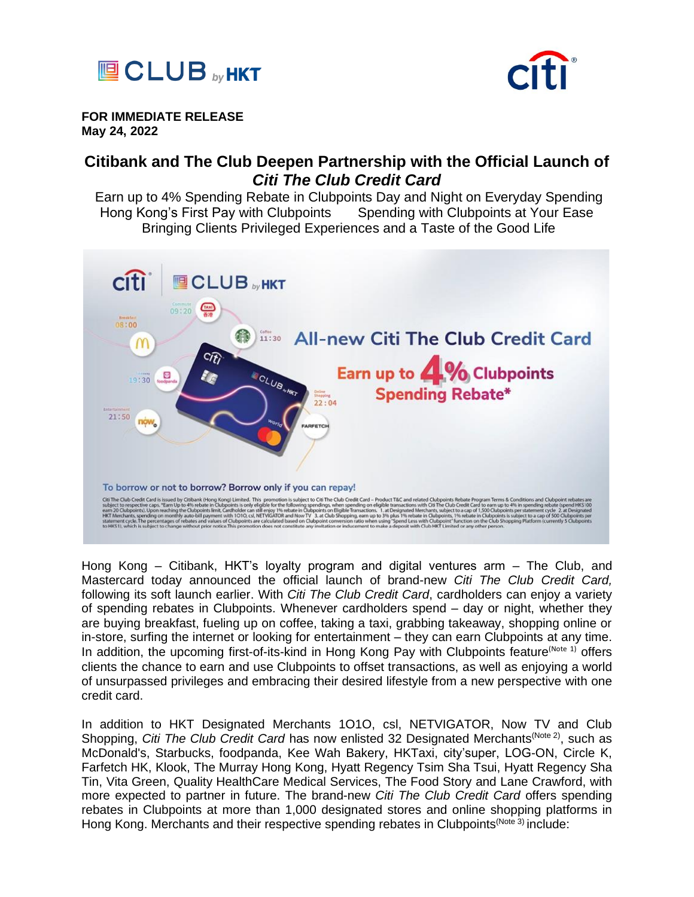**FOR IMMEDIATE RELEASE**
**May 24, 2022**

# Citibank and The Club Deepen Partnership with the Official Launch of *Citi The Club Credit Card*

Earn up to 4% Spending Rebate in Clubpoints Day and Night on Everyday Spending
Hong Kong's First Pay with Clubpoints Spending with Clubpoints at Your Ease
Bringing Clients Privileged Experiences and a Taste of the Good Life

Hong Kong – Citibank, HKT's loyalty program and digital ventures arm – The Club, and Mastercard today announced the official launch of brand-new *Citi The Club Credit Card,* following its soft launch earlier. With *Citi The Club Credit Card*, cardholders can enjoy a variety of spending rebates in Clubpoints. Whenever cardholders spend – day or night, whether they are buying breakfast, fueling up on coffee, taking a taxi, grabbing takeaway, shopping online or in-store, surfing the internet or looking for entertainment – they can earn Clubpoints at any time. In addition, the upcoming first-of-its-kind in Hong Kong Pay with Clubpoints feature(Note 1) offers clients the chance to earn and use Clubpoints to offset transactions, as well as enjoying a world of unsurpassed privileges and embracing their desired lifestyle from a new perspective with one credit card.

In addition to HKT Designated Merchants 1O1O, csl, NETVIGATOR, Now TV and Club Shopping, *Citi The Club Credit Card* has now enlisted 32 Designated Merchants(Note 2), such as McDonald's, Starbucks, foodpanda, Kee Wah Bakery, HKTaxi, city'super, LOG-ON, Circle K, Farfetch HK, Klook, The Murray Hong Kong, Hyatt Regency Tsim Sha Tsui, Hyatt Regency Sha Tin, Vita Green, Quality HealthCare Medical Services, The Food Story and Lane Crawford, with more expected to partner in future. The brand-new *Citi The Club Credit Card* offers spending rebates in Clubpoints at more than 1,000 designated stores and online shopping platforms in Hong Kong. Merchants and their respective spending rebates in Clubpoints(Note 3) include: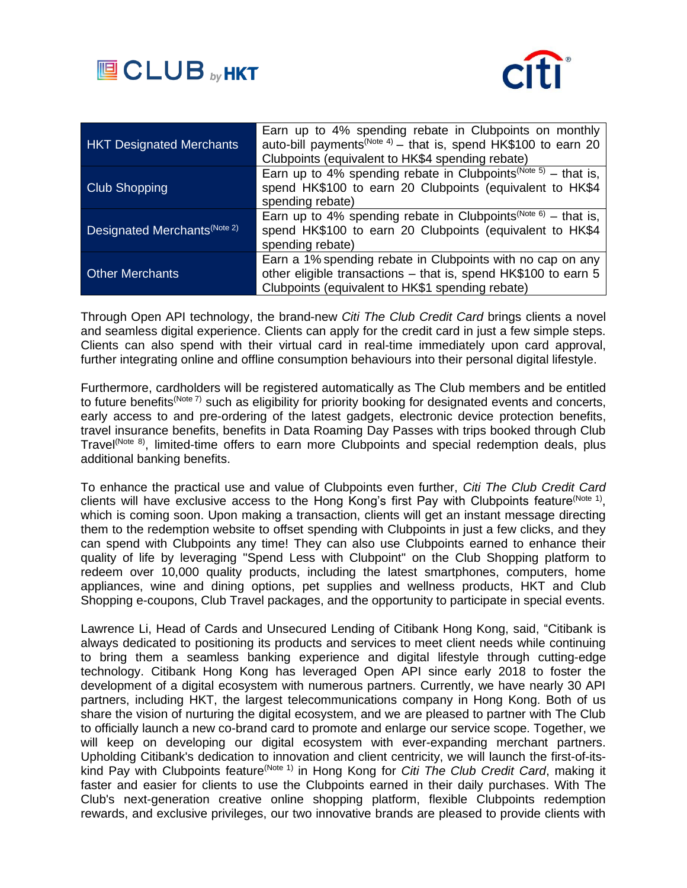| HKT Designated Merchants | Earn up to 4% spending rebate in Clubpoints on monthly auto-bill payments(Note 4) – that is, spend HK$100 to earn 20 Clubpoints (equivalent to HK$4 spending rebate) |
|---|---|
| Club Shopping | Earn up to 4% spending rebate in Clubpoints(Note 5) – that is, spend HK$100 to earn 20 Clubpoints (equivalent to HK$4 spending rebate) |
| Designated Merchants(Note 2) | Earn up to 4% spending rebate in Clubpoints(Note 6) – that is, spend HK$100 to earn 20 Clubpoints (equivalent to HK$4 spending rebate) |
| Other Merchants | Earn a 1% spending rebate in Clubpoints with no cap on any other eligible transactions – that is, spend HK$100 to earn 5 Clubpoints (equivalent to HK$1 spending rebate) |

Through Open API technology, the brand-new *Citi The Club Credit Card* brings clients a novel and seamless digital experience. Clients can apply for the credit card in just a few simple steps. Clients can also spend with their virtual card in real-time immediately upon card approval, further integrating online and offline consumption behaviours into their personal digital lifestyle.

Furthermore, cardholders will be registered automatically as The Club members and be entitled to future benefits(Note 7) such as eligibility for priority booking for designated events and concerts, early access to and pre-ordering of the latest gadgets, electronic device protection benefits, travel insurance benefits, benefits in Data Roaming Day Passes with trips booked through Club Travel(Note 8), limited-time offers to earn more Clubpoints and special redemption deals, plus additional banking benefits.

To enhance the practical use and value of Clubpoints even further, *Citi The Club Credit Card* clients will have exclusive access to the Hong Kong's first Pay with Clubpoints feature(Note 1), which is coming soon. Upon making a transaction, clients will get an instant message directing them to the redemption website to offset spending with Clubpoints in just a few clicks, and they can spend with Clubpoints any time! They can also use Clubpoints earned to enhance their quality of life by leveraging "Spend Less with Clubpoint" on the Club Shopping platform to redeem over 10,000 quality products, including the latest smartphones, computers, home appliances, wine and dining options, pet supplies and wellness products, HKT and Club Shopping e-coupons, Club Travel packages, and the opportunity to participate in special events.

Lawrence Li, Head of Cards and Unsecured Lending of Citibank Hong Kong, said, "Citibank is always dedicated to positioning its products and services to meet client needs while continuing to bring them a seamless banking experience and digital lifestyle through cutting-edge technology. Citibank Hong Kong has leveraged Open API since early 2018 to foster the development of a digital ecosystem with numerous partners. Currently, we have nearly 30 API partners, including HKT, the largest telecommunications company in Hong Kong. Both of us share the vision of nurturing the digital ecosystem, and we are pleased to partner with The Club to officially launch a new co-brand card to promote and enlarge our service scope. Together, we will keep on developing our digital ecosystem with ever-expanding merchant partners. Upholding Citibank's dedication to innovation and client centricity, we will launch the first-of-its-kind Pay with Clubpoints feature(Note 1) in Hong Kong for *Citi The Club Credit Card*, making it faster and easier for clients to use the Clubpoints earned in their daily purchases. With The Club's next-generation creative online shopping platform, flexible Clubpoints redemption rewards, and exclusive privileges, our two innovative brands are pleased to provide clients with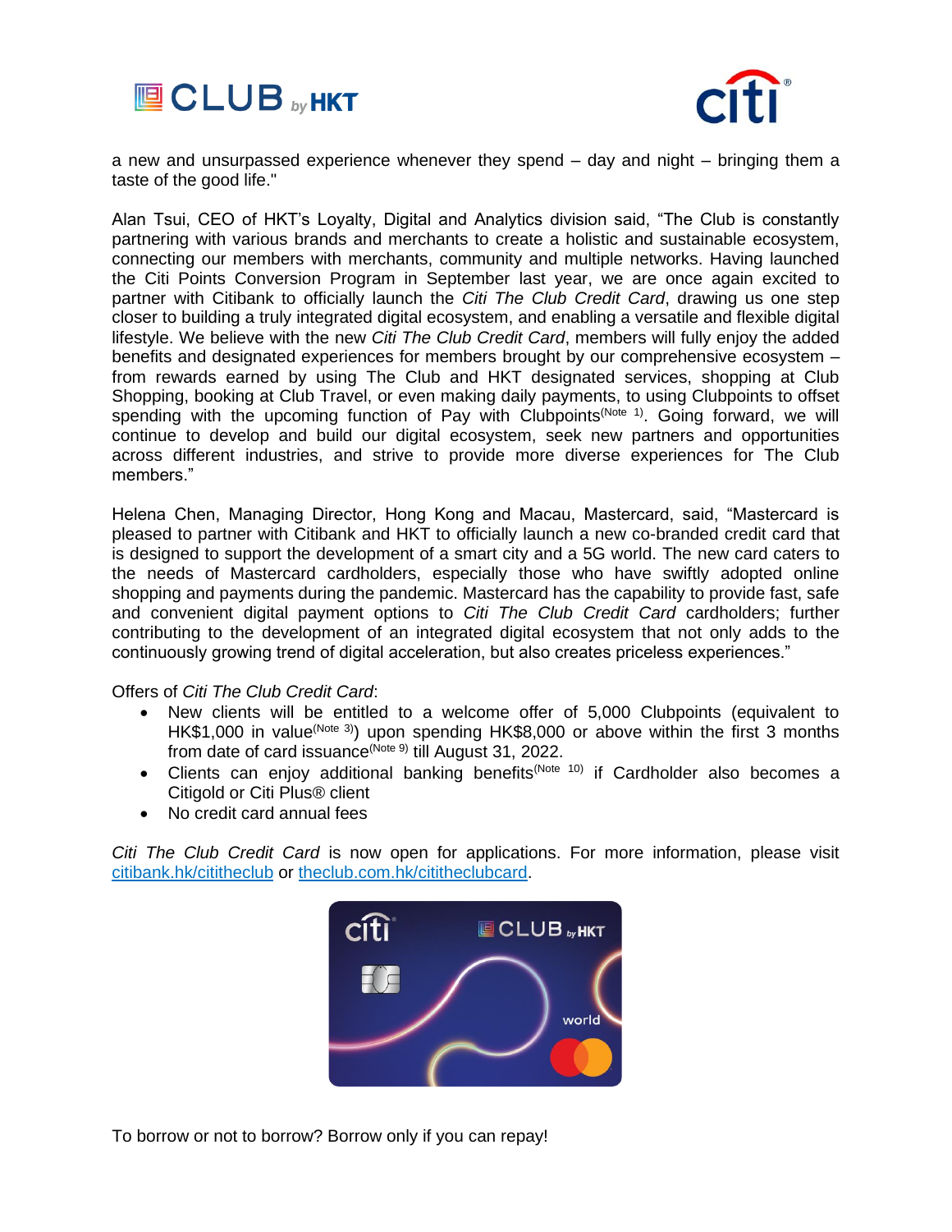a new and unsurpassed experience whenever they spend – day and night – bringing them a taste of the good life."

Alan Tsui, CEO of HKT's Loyalty, Digital and Analytics division said, "The Club is constantly partnering with various brands and merchants to create a holistic and sustainable ecosystem, connecting our members with merchants, community and multiple networks. Having launched the Citi Points Conversion Program in September last year, we are once again excited to partner with Citibank to officially launch the *Citi The Club Credit Card*, drawing us one step closer to building a truly integrated digital ecosystem, and enabling a versatile and flexible digital lifestyle. We believe with the new *Citi The Club Credit Card*, members will fully enjoy the added benefits and designated experiences for members brought by our comprehensive ecosystem – from rewards earned by using The Club and HKT designated services, shopping at Club Shopping, booking at Club Travel, or even making daily payments, to using Clubpoints to offset spending with the upcoming function of Pay with Clubpoints[Note 1]. Going forward, we will continue to develop and build our digital ecosystem, seek new partners and opportunities across different industries, and strive to provide more diverse experiences for The Club members."

Helena Chen, Managing Director, Hong Kong and Macau, Mastercard, said, "Mastercard is pleased to partner with Citibank and HKT to officially launch a new co-branded credit card that is designed to support the development of a smart city and a 5G world. The new card caters to the needs of Mastercard cardholders, especially those who have swiftly adopted online shopping and payments during the pandemic. Mastercard has the capability to provide fast, safe and convenient digital payment options to *Citi The Club Credit Card* cardholders; further contributing to the development of an integrated digital ecosystem that not only adds to the continuously growing trend of digital acceleration, but also creates priceless experiences."

Offers of *Citi The Club Credit Card*:

- New clients will be entitled to a welcome offer of 5,000 Clubpoints (equivalent to HK$1,000 in value[Note 3]) upon spending HK$8,000 or above within the first 3 months from date of card issuance[Note 9] till August 31, 2022.
- Clients can enjoy additional banking benefits[Note 10] if Cardholder also becomes a Citigold or Citi Plus® client
- No credit card annual fees

*Citi The Club Credit Card* is now open for applications. For more information, please visit [citibank.hk/cititheclub](citibank.hk/cititheclub) or [theclub.com.hk/cititheclubcard](theclub.com.hk/cititheclubcard).

To borrow or not to borrow? Borrow only if you can repay!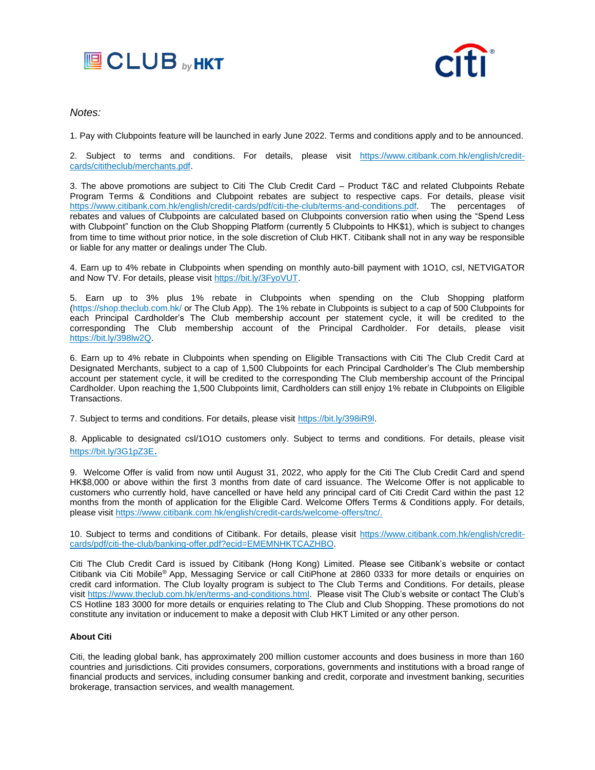*Notes:*

1. Pay with Clubpoints feature will be launched in early June 2022. Terms and conditions apply and to be announced.

2. Subject to terms and conditions. For details, please visit https://www.citibank.com.hk/english/credit-cards/cititheclub/merchants.pdf.

3. The above promotions are subject to Citi The Club Credit Card – Product T&C and related Clubpoints Rebate Program Terms & Conditions and Clubpoint rebates are subject to respective caps. For details, please visit https://www.citibank.com.hk/english/credit-cards/pdf/citi-the-club/terms-and-conditions.pdf. The percentages of rebates and values of Clubpoints are calculated based on Clubpoints conversion ratio when using the "Spend Less with Clubpoint" function on the Club Shopping Platform (currently 5 Clubpoints to HK$1), which is subject to changes from time to time without prior notice, in the sole discretion of Club HKT. Citibank shall not in any way be responsible or liable for any matter or dealings under The Club.

4. Earn up to 4% rebate in Clubpoints when spending on monthly auto-bill payment with 1O1O, csl, NETVIGATOR and Now TV. For details, please visit https://bit.ly/3FyoVUT.

5. Earn up to 3% plus 1% rebate in Clubpoints when spending on the Club Shopping platform (https://shop.theclub.com.hk/ or The Club App). The 1% rebate in Clubpoints is subject to a cap of 500 Clubpoints for each Principal Cardholder's The Club membership account per statement cycle, it will be credited to the corresponding The Club membership account of the Principal Cardholder. For details, please visit https://bit.ly/398lw2Q.

6. Earn up to 4% rebate in Clubpoints when spending on Eligible Transactions with Citi The Club Credit Card at Designated Merchants, subject to a cap of 1,500 Clubpoints for each Principal Cardholder's The Club membership account per statement cycle, it will be credited to the corresponding The Club membership account of the Principal Cardholder. Upon reaching the 1,500 Clubpoints limit, Cardholders can still enjoy 1% rebate in Clubpoints on Eligible Transactions.

7. Subject to terms and conditions. For details, please visit https://bit.ly/398iR9l.

8. Applicable to designated csl/1O1O customers only. Subject to terms and conditions. For details, please visit https://bit.ly/3G1pZ3E.

9. Welcome Offer is valid from now until August 31, 2022, who apply for the Citi The Club Credit Card and spend HK$8,000 or above within the first 3 months from date of card issuance. The Welcome Offer is not applicable to customers who currently hold, have cancelled or have held any principal card of Citi Credit Card within the past 12 months from the month of application for the Eligible Card. Welcome Offers Terms & Conditions apply. For details, please visit https://www.citibank.com.hk/english/credit-cards/welcome-offers/tnc/.

10. Subject to terms and conditions of Citibank. For details, please visit https://www.citibank.com.hk/english/credit-cards/pdf/citi-the-club/banking-offer.pdf?ecid=EMEMNHKTCAZHBO.

Citi The Club Credit Card is issued by Citibank (Hong Kong) Limited. Please see Citibank's website or contact Citibank via Citi Mobile® App, Messaging Service or call CitiPhone at 2860 0333 for more details or enquiries on credit card information. The Club loyalty program is subject to The Club Terms and Conditions. For details, please visit https://www.theclub.com.hk/en/terms-and-conditions.html. Please visit The Club's website or contact The Club's CS Hotline 183 3000 for more details or enquiries relating to The Club and Club Shopping. These promotions do not constitute any invitation or inducement to make a deposit with Club HKT Limited or any other person.

**About Citi**

Citi, the leading global bank, has approximately 200 million customer accounts and does business in more than 160 countries and jurisdictions. Citi provides consumers, corporations, governments and institutions with a broad range of financial products and services, including consumer banking and credit, corporate and investment banking, securities brokerage, transaction services, and wealth management.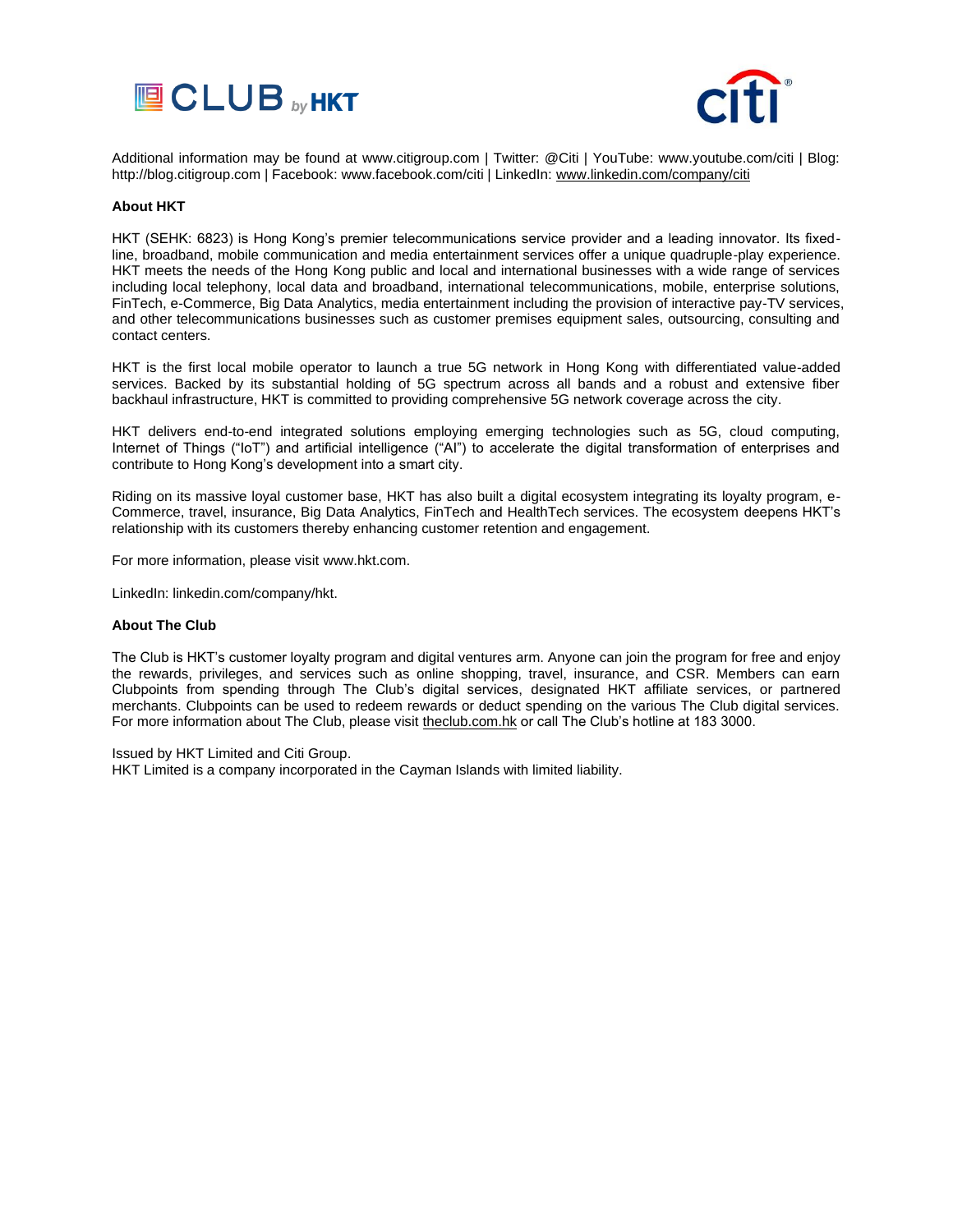Additional information may be found at www.citigroup.com | Twitter: @Citi | YouTube: www.youtube.com/citi | Blog: http://blog.citigroup.com | Facebook: www.facebook.com/citi | LinkedIn: www.linkedin.com/company/citi

**About HKT**

HKT (SEHK: 6823) is Hong Kong's premier telecommunications service provider and a leading innovator. Its fixed-line, broadband, mobile communication and media entertainment services offer a unique quadruple-play experience. HKT meets the needs of the Hong Kong public and local and international businesses with a wide range of services including local telephony, local data and broadband, international telecommunications, mobile, enterprise solutions, FinTech, e-Commerce, Big Data Analytics, media entertainment including the provision of interactive pay-TV services, and other telecommunications businesses such as customer premises equipment sales, outsourcing, consulting and contact centers.

HKT is the first local mobile operator to launch a true 5G network in Hong Kong with differentiated value-added services. Backed by its substantial holding of 5G spectrum across all bands and a robust and extensive fiber backhaul infrastructure, HKT is committed to providing comprehensive 5G network coverage across the city.

HKT delivers end-to-end integrated solutions employing emerging technologies such as 5G, cloud computing, Internet of Things ("IoT") and artificial intelligence ("AI") to accelerate the digital transformation of enterprises and contribute to Hong Kong's development into a smart city.

Riding on its massive loyal customer base, HKT has also built a digital ecosystem integrating its loyalty program, e-Commerce, travel, insurance, Big Data Analytics, FinTech and HealthTech services. The ecosystem deepens HKT's relationship with its customers thereby enhancing customer retention and engagement.

For more information, please visit www.hkt.com.

LinkedIn: linkedin.com/company/hkt.

**About The Club**

The Club is HKT's customer loyalty program and digital ventures arm. Anyone can join the program for free and enjoy the rewards, privileges, and services such as online shopping, travel, insurance, and CSR. Members can earn Clubpoints from spending through The Club's digital services, designated HKT affiliate services, or partnered merchants. Clubpoints can be used to redeem rewards or deduct spending on the various The Club digital services. For more information about The Club, please visit theclub.com.hk or call The Club's hotline at 183 3000.

Issued by HKT Limited and Citi Group.
HKT Limited is a company incorporated in the Cayman Islands with limited liability.